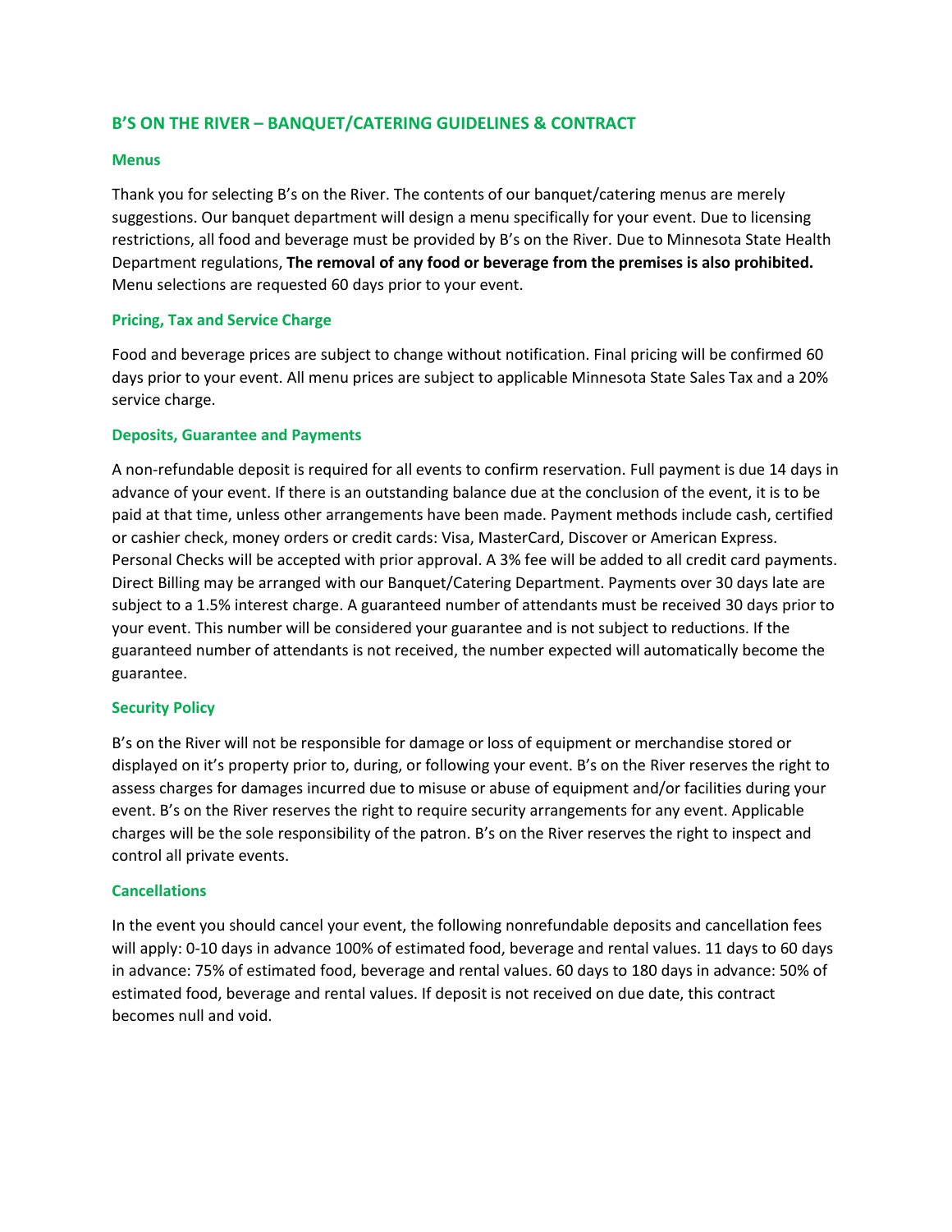## B'S ON THE RIVER – BANQUET/CATERING GUIDELINES & CONTRACT

### Menus

Thank you for selecting B's on the River. The contents of our banquet/catering menus are merely suggestions. Our banquet department will design a menu specifically for your event. Due to licensing restrictions, all food and beverage must be provided by B's on the River. Due to Minnesota State Health Department regulations, **The removal of any food or beverage from the premises is also prohibited.** Menu selections are requested 60 days prior to your event.

### Pricing, Tax and Service Charge

Food and beverage prices are subject to change without notification. Final pricing will be confirmed 60 days prior to your event. All menu prices are subject to applicable Minnesota State Sales Tax and a 20% service charge.

### Deposits, Guarantee and Payments

A non-refundable deposit is required for all events to confirm reservation. Full payment is due 14 days in advance of your event. If there is an outstanding balance due at the conclusion of the event, it is to be paid at that time, unless other arrangements have been made. Payment methods include cash, certified or cashier check, money orders or credit cards: Visa, MasterCard, Discover or American Express. Personal Checks will be accepted with prior approval. A 3% fee will be added to all credit card payments. Direct Billing may be arranged with our Banquet/Catering Department. Payments over 30 days late are subject to a 1.5% interest charge. A guaranteed number of attendants must be received 30 days prior to your event. This number will be considered your guarantee and is not subject to reductions. If the guaranteed number of attendants is not received, the number expected will automatically become the guarantee.

### Security Policy

B's on the River will not be responsible for damage or loss of equipment or merchandise stored or displayed on it's property prior to, during, or following your event. B's on the River reserves the right to assess charges for damages incurred due to misuse or abuse of equipment and/or facilities during your event. B's on the River reserves the right to require security arrangements for any event. Applicable charges will be the sole responsibility of the patron. B's on the River reserves the right to inspect and control all private events.

### Cancellations

In the event you should cancel your event, the following nonrefundable deposits and cancellation fees will apply: 0-10 days in advance 100% of estimated food, beverage and rental values. 11 days to 60 days in advance: 75% of estimated food, beverage and rental values. 60 days to 180 days in advance: 50% of estimated food, beverage and rental values. If deposit is not received on due date, this contract becomes null and void.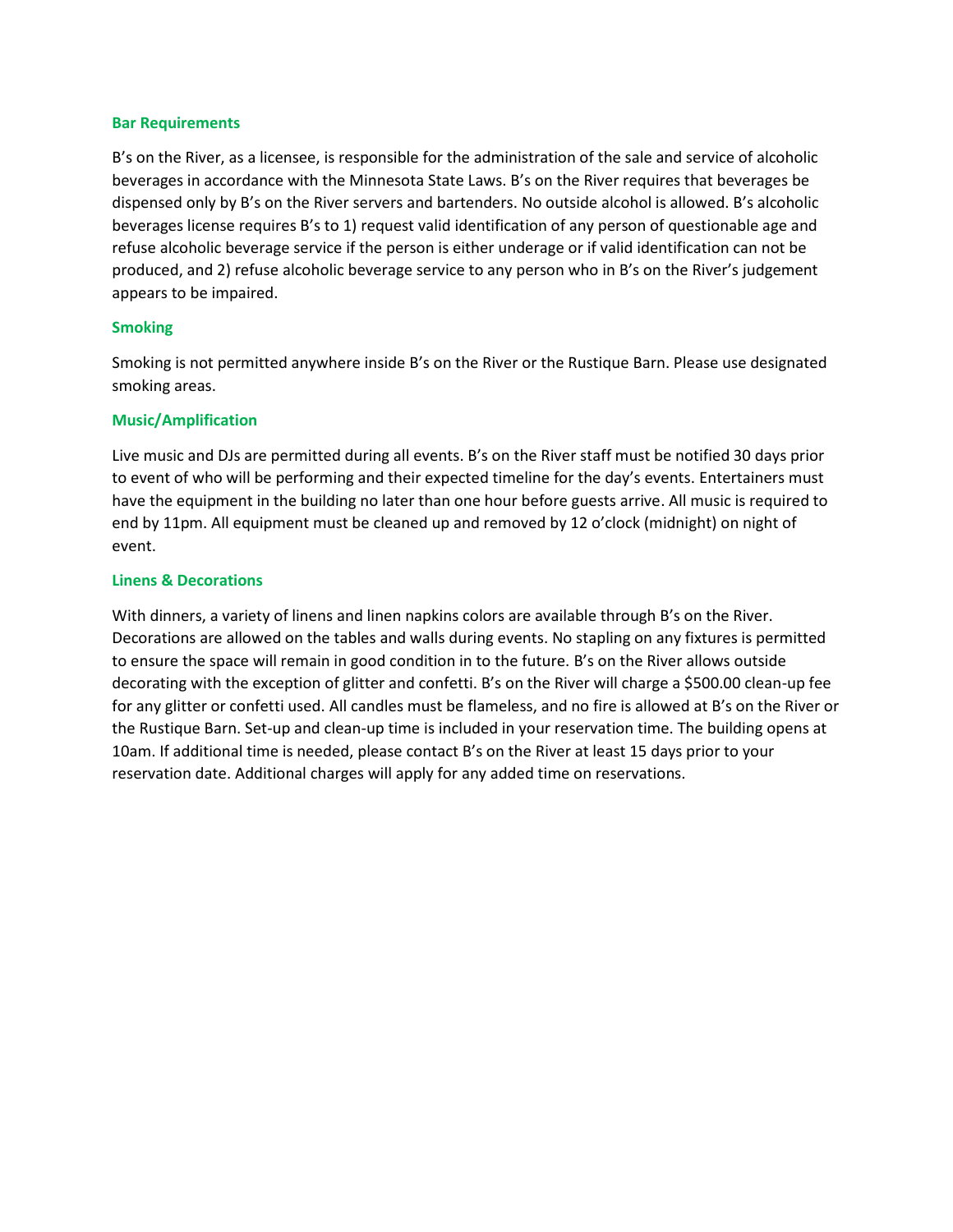### Bar Requirements

B's on the River, as a licensee, is responsible for the administration of the sale and service of alcoholic beverages in accordance with the Minnesota State Laws. B's on the River requires that beverages be dispensed only by B's on the River servers and bartenders. No outside alcohol is allowed. B's alcoholic beverages license requires B's to 1) request valid identification of any person of questionable age and refuse alcoholic beverage service if the person is either underage or if valid identification can not be produced, and 2) refuse alcoholic beverage service to any person who in B's on the River's judgement appears to be impaired.

### Smoking

Smoking is not permitted anywhere inside B's on the River or the Rustique Barn. Please use designated smoking areas.

### Music/Amplification

Live music and DJs are permitted during all events. B's on the River staff must be notified 30 days prior to event of who will be performing and their expected timeline for the day's events. Entertainers must have the equipment in the building no later than one hour before guests arrive. All music is required to end by 11pm. All equipment must be cleaned up and removed by 12 o'clock (midnight) on night of event.

### Linens & Decorations

With dinners, a variety of linens and linen napkins colors are available through B's on the River. Decorations are allowed on the tables and walls during events. No stapling on any fixtures is permitted to ensure the space will remain in good condition in to the future. B's on the River allows outside decorating with the exception of glitter and confetti. B's on the River will charge a $500.00 clean-up fee for any glitter or confetti used. All candles must be flameless, and no fire is allowed at B's on the River or the Rustique Barn. Set-up and clean-up time is included in your reservation time. The building opens at 10am. If additional time is needed, please contact B's on the River at least 15 days prior to your reservation date. Additional charges will apply for any added time on reservations.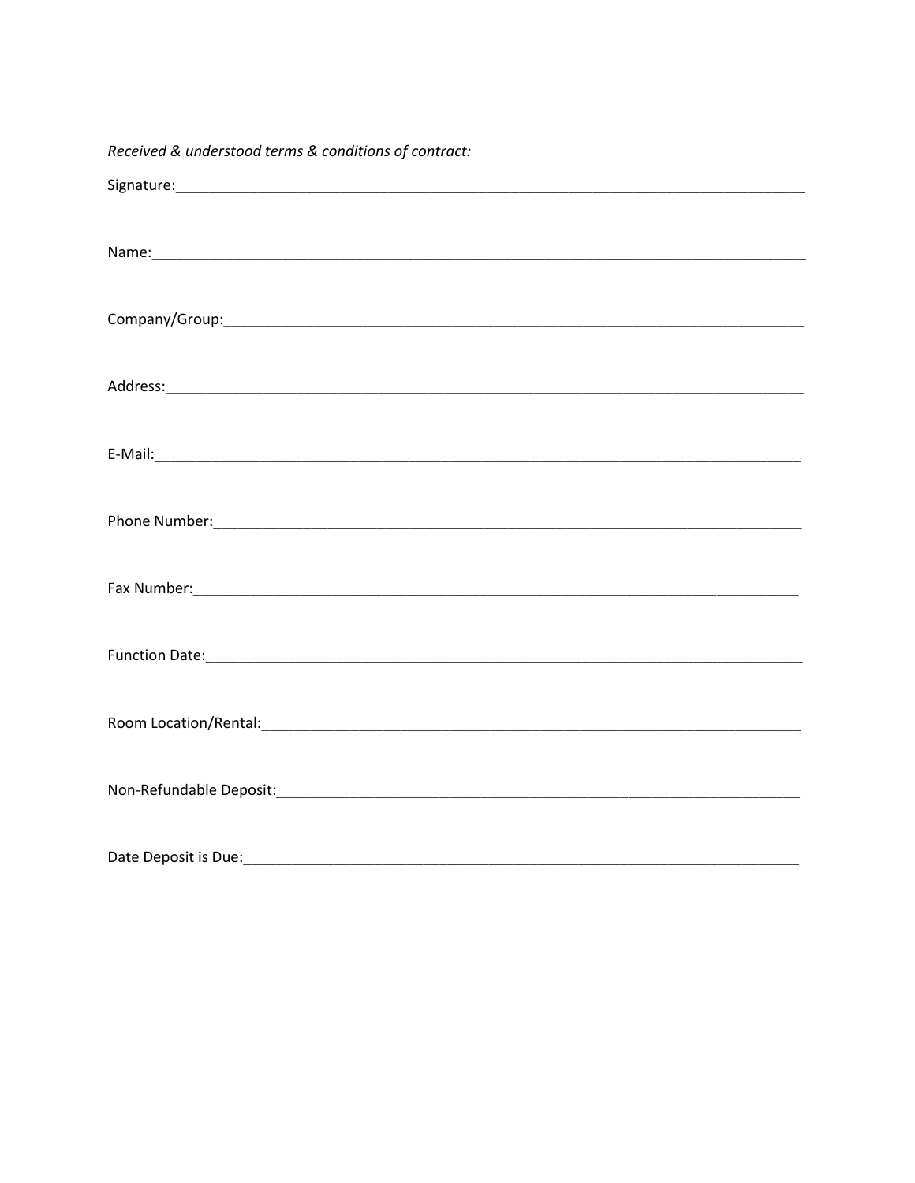*Received & understood terms & conditions of contract:*

Signature:_______________________________________________________________________________

Name:__________________________________________________________________________________

Company/Group:__________________________________________________________________________

Address:________________________________________________________________________________

E-Mail:_________________________________________________________________________________

Phone Number:___________________________________________________________________________

Fax Number:_____________________________________________________________________________

Function Date:____________________________________________________________________________

Room Location/Rental:______________________________________________________________________

Non-Refundable Deposit:_____________________________________________________________________

Date Deposit is Due:_________________________________________________________________________